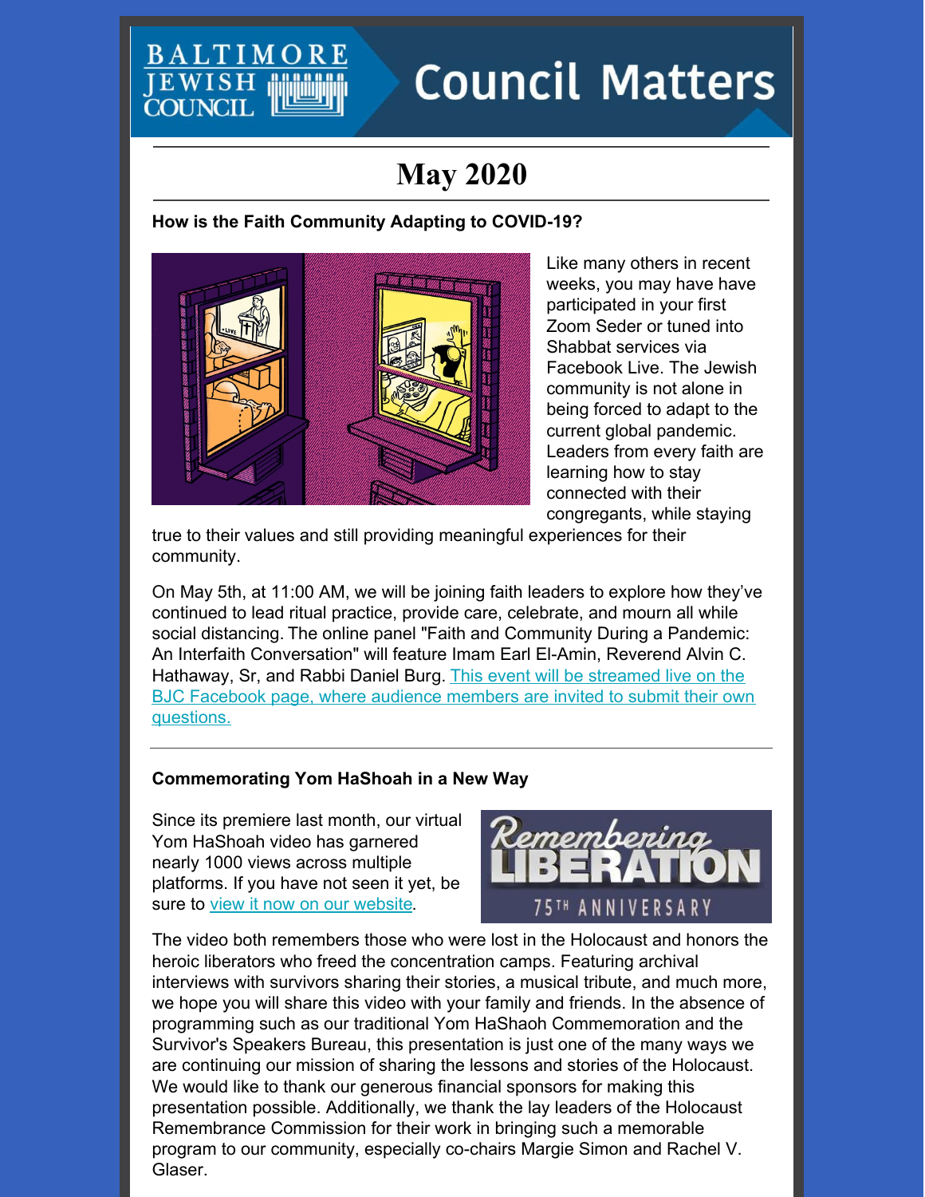BALTIMORE JEWISH COUNCIL

# Council Matters

## May 2020

### How is the Faith Community Adapting to COVID-19?

Like many others in recent weeks, you may have have participated in your first Zoom Seder or tuned into Shabbat services via Facebook Live. The Jewish community is not alone in being forced to adapt to the current global pandemic. Leaders from every faith are learning how to stay connected with their congregants, while staying true to their values and still providing meaningful experiences for their community.

On May 5th, at 11:00 AM, we will be joining faith leaders to explore how they've continued to lead ritual practice, provide care, celebrate, and mourn all while social distancing. The online panel "Faith and Community During a Pandemic: An Interfaith Conversation" will feature Imam Earl El-Amin, Reverend Alvin C. Hathaway, Sr, and Rabbi Daniel Burg. This event will be streamed live on the BJC Facebook page, where audience members are invited to submit their own questions.

---

### Commemorating Yom HaShoah in a New Way

Remembering LIBERATION 75TH ANNIVERSARY

Since its premiere last month, our virtual Yom HaShoah video has garnered nearly 1000 views across multiple platforms. If you have not seen it yet, be sure to view it now on our website.

The video both remembers those who were lost in the Holocaust and honors the heroic liberators who freed the concentration camps. Featuring archival interviews with survivors sharing their stories, a musical tribute, and much more, we hope you will share this video with your family and friends. In the absence of programming such as our traditional Yom HaShaoh Commemoration and the Survivor's Speakers Bureau, this presentation is just one of the many ways we are continuing our mission of sharing the lessons and stories of the Holocaust. We would like to thank our generous financial sponsors for making this presentation possible. Additionally, we thank the lay leaders of the Holocaust Remembrance Commission for their work in bringing such a memorable program to our community, especially co-chairs Margie Simon and Rachel V. Glaser.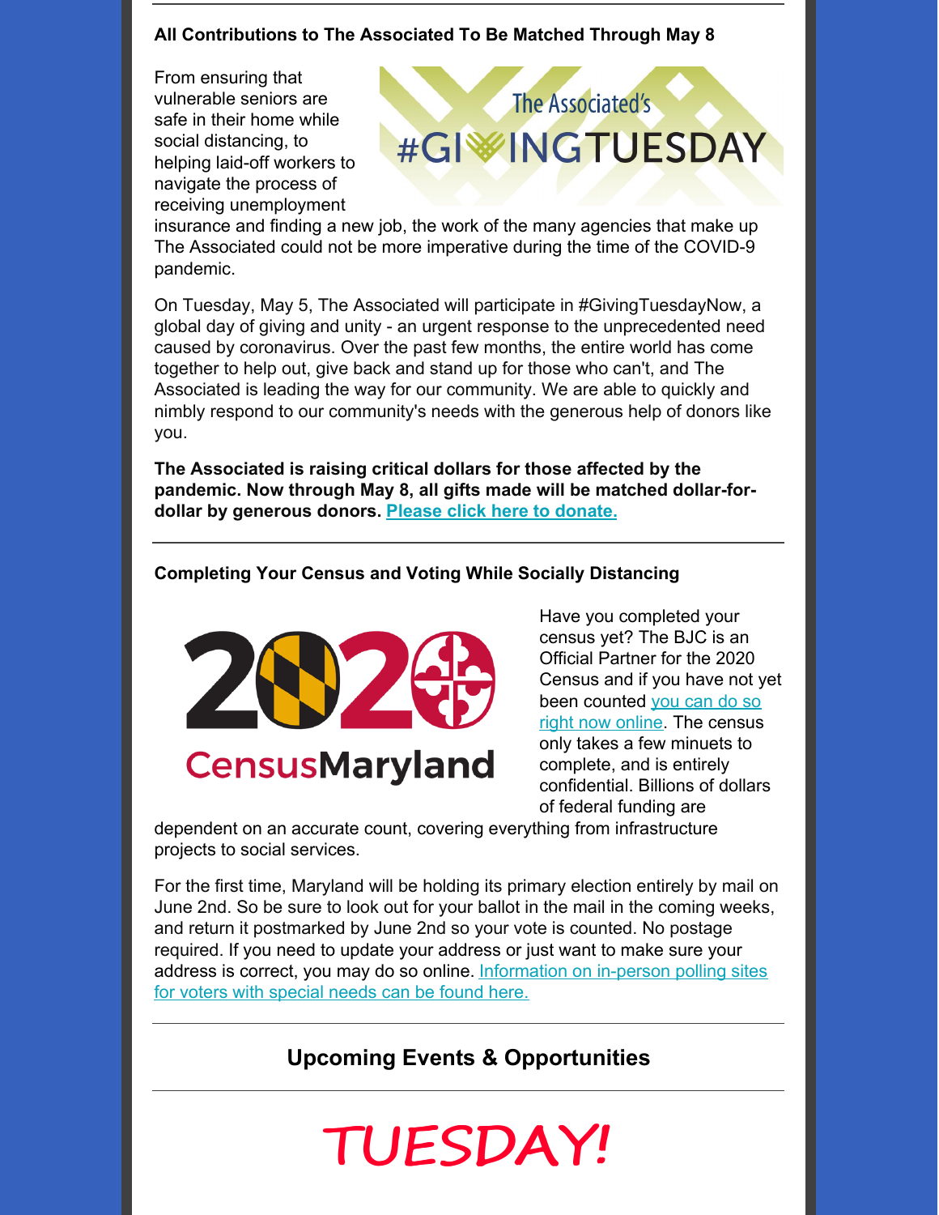**All Contributions to The Associated To Be Matched Through May 8**

From ensuring that vulnerable seniors are safe in their home while social distancing, to helping laid-off workers to navigate the process of receiving unemployment insurance and finding a new job, the work of the many agencies that make up The Associated could not be more imperative during the time of the COVID-9 pandemic.

On Tuesday, May 5, The Associated will participate in #GivingTuesdayNow, a global day of giving and unity - an urgent response to the unprecedented need caused by coronavirus. Over the past few months, the entire world has come together to help out, give back and stand up for those who can't, and The Associated is leading the way for our community. We are able to quickly and nimbly respond to our community's needs with the generous help of donors like you.

**The Associated is raising critical dollars for those affected by the pandemic. Now through May 8, all gifts made will be matched dollar-for-dollar by generous donors. Please click here to donate.**

---

**Completing Your Census and Voting While Socially Distancing**

Have you completed your census yet? The BJC is an Official Partner for the 2020 Census and if you have not yet been counted you can do so right now online. The census only takes a few minuets to complete, and is entirely confidential. Billions of dollars of federal funding are dependent on an accurate count, covering everything from infrastructure projects to social services.

For the first time, Maryland will be holding its primary election entirely by mail on June 2nd. So be sure to look out for your ballot in the mail in the coming weeks, and return it postmarked by June 2nd so your vote is counted. No postage required. If you need to update your address or just want to make sure your address is correct, you may do so online. Information on in-person polling sites for voters with special needs can be found here.

---

## Upcoming Events & Opportunities

---

# *TUESDAY!*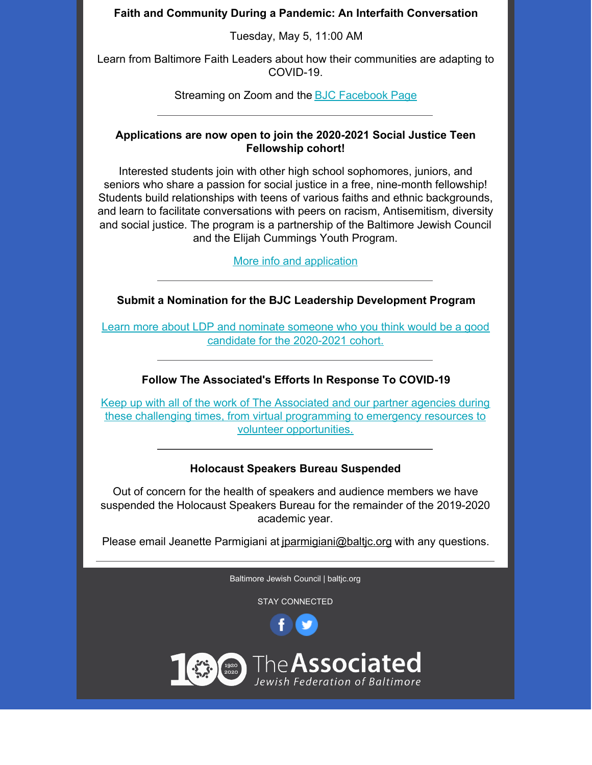**Faith and Community During a Pandemic: An Interfaith Conversation**

Tuesday, May 5, 11:00 AM

Learn from Baltimore Faith Leaders about how their communities are adapting to COVID-19.

Streaming on Zoom and the BJC Facebook Page

---

**Applications are now open to join the 2020-2021 Social Justice Teen Fellowship cohort!**

Interested students join with other high school sophomores, juniors, and seniors who share a passion for social justice in a free, nine-month fellowship! Students build relationships with teens of various faiths and ethnic backgrounds, and learn to facilitate conversations with peers on racism, Antisemitism, diversity and social justice. The program is a partnership of the Baltimore Jewish Council and the Elijah Cummings Youth Program.

More info and application

---

**Submit a Nomination for the BJC Leadership Development Program**

Learn more about LDP and nominate someone who you think would be a good candidate for the 2020-2021 cohort.

---

**Follow The Associated's Efforts In Response To COVID-19**

Keep up with all of the work of The Associated and our partner agencies during these challenging times, from virtual programming to emergency resources to volunteer opportunities.

---

**Holocaust Speakers Bureau Suspended**

Out of concern for the health of speakers and audience members we have suspended the Holocaust Speakers Bureau for the remainder of the 2019-2020 academic year.

Please email Jeanette Parmigiani at jparmigiani@baltjc.org with any questions.

---

Baltimore Jewish Council | baltjc.org

STAY CONNECTED

100 1920 2020 The Associated Jewish Federation of Baltimore